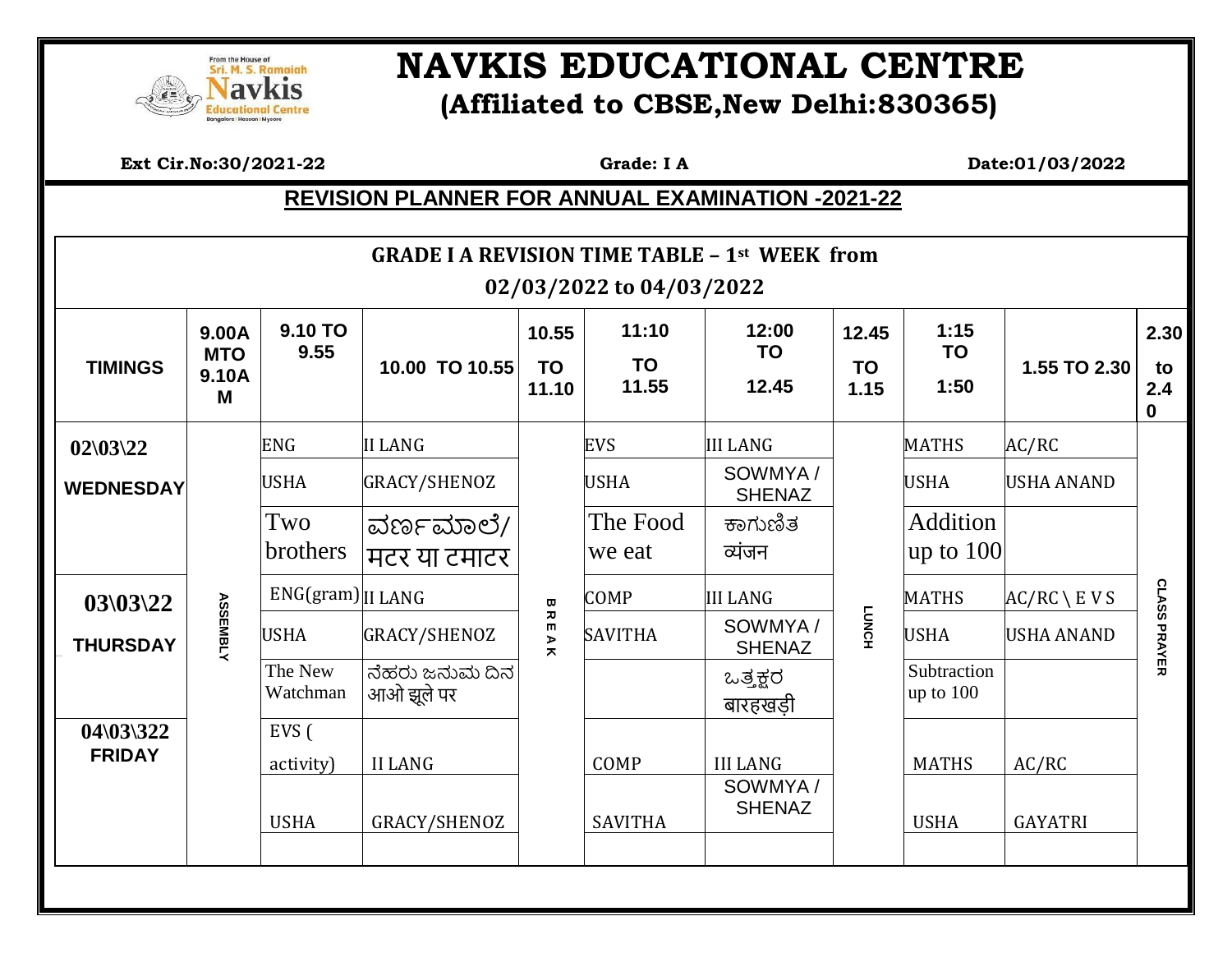# NAVKIS EDUCATIONAL CENTRE

## (Affiliated to CBSE,New Delhi:830365)

**Ext Cir.No:30/2021-22** **Grade: I A** **Date:01/03/2022**

## REVISION PLANNER FOR ANNUAL EXAMINATION -2021-22

### GRADE I A REVISION TIME TABLE – 1st WEEK from 02/03/2022 to 04/03/2022

| TIMINGS | 9.00AM TO 9.10AM | 9.10 TO 9.55 | 10.00 TO 10.55 | 10.55 TO 11.10 | 11:10 TO 11.55 | 12:00 TO 12.45 | 12.45 TO 1.15 | 1:15 TO 1:50 | 1.55 TO 2.30 | 2.30 to 2.40 |
|---|---|---|---|---|---|---|---|---|---|---|
| 02\03\22 WEDNESDAY | ASSEMBLY | ENG | II LANG | BREAK | EVS | III LANG | LUNCH | MATHS | AC/RC | CLASS PRAYER |
| | | USHA | GRACY/SHENOZ | | USHA | SOWMYA / SHENAZ | | USHA | USHA ANAND | |
| | | Two brothers | ವರ್ಣಮಾಲೆ/ मटर या टमाटर | | The Food we eat | ಕಾಗುಣಿತ व्यंजन | | Addition up to 100 | | |
| 03\03\22 THURSDAY | | ENG(gram) | II LANG | | COMP | III LANG | | MATHS | AC/RC \ E V S | |
| | | USHA | GRACY/SHENOZ | | SAVITHA | SOWMYA / SHENAZ | | USHA | USHA ANAND | |
| | | The New Watchman | ನೆಹರು ಜನುಮ ದಿನ आओ झूले पर | | | ಒತ್ತಕ್ಷರ बारहखड़ी | | Subtraction up to 100 | | |
| 04\03\322 FRIDAY | | EVS ( activity) | II LANG | | COMP | III LANG | | MATHS | AC/RC | |
| | | USHA | GRACY/SHENOZ | | SAVITHA | SOWMYA / SHENAZ | | USHA | GAYATRI | |
| | | | | | | | | | | |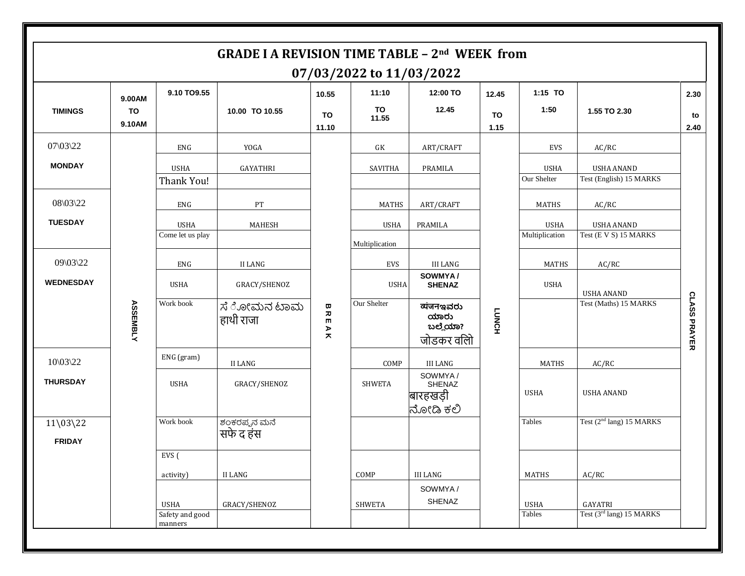# GRADE I A REVISION TIME TABLE – 2nd WEEK from 07/03/2022 to 11/03/2022

| TIMINGS | 9.00AM TO 9.10AM | 9.10 TO9.55 | 10.00 TO 10.55 | 10.55 TO 11.10 | 11:10 TO 11.55 | 12:00 TO 12.45 | 12.45 TO 1.15 | 1:15 TO 1:50 | 1.55 TO 2.30 | 2.30 to 2.40 |
|---|---|---|---|---|---|---|---|---|---|---|
| 07\03\22 **MONDAY** | ASSEMBLY | ENG<br>USHA<br>Thank You! | YOGA<br>GAYATHRI | BREAK | GK<br>SAVITHA | ART/CRAFT<br>PRAMILA | LUNCH | EVS<br>USHA<br>Our Shelter | AC/RC<br>USHA ANAND<br>Test (English) 15 MARKS | CLASS PRAYER |
| 08\03\22 **TUESDAY** | | ENG<br>USHA<br>Come let us play | PT<br>MAHESH | | MATHS<br>USHA<br>Multiplication | ART/CRAFT<br>PRAMILA | | MATHS<br>USHA<br>Multiplication | AC/RC<br>USHA ANAND<br>Test (E V S) 15 MARKS | |
| 09\03\22 **WEDNESDAY** | | ENG<br>USHA<br>Work book | II LANG<br>GRACY/SHENOZ<br>ಸೆ ೋಮನ ಟಾಮ<br>हाथी राजा | | EVS<br>USHA<br>Our Shelter | III LANG<br>**SOWMYA / SHENAZ**<br>**ವ್ಯಂಜನಇವರು ಯಾರು ಬಲ್ಲೆಯಾ?**<br>जोडकर वलिो | | MATHS<br>USHA | AC/RC<br>USHA ANAND<br>Test (Maths) 15 MARKS | |
| 10\03\22 **THURSDAY** | | ENG (gram)<br>USHA | II LANG<br>GRACY/SHENOZ | | COMP<br>SHWETA | III LANG<br>SOWMYA / SHENAZ<br>बारहखड़ी<br>ನೋಡಿ ಕಲಿ | | MATHS<br>USHA | AC/RC<br>USHA ANAND | |
| 11\03\22 **FRIDAY** | | Work book | ಶಂಕರಪ್ಪನ ಮನೆ<br>सफे द हंस | | | | | Tables | Test (2nd lang) 15 MARKS | |
| | | EVS ( activity)<br>USHA<br>Safety and good manners | II LANG<br>GRACY/SHENOZ | | COMP<br>SHWETA | III LANG<br>SOWMYA / SHENAZ | | MATHS<br>USHA<br>Tables | AC/RC<br>GAYATRI<br>Test (3rd lang) 15 MARKS | |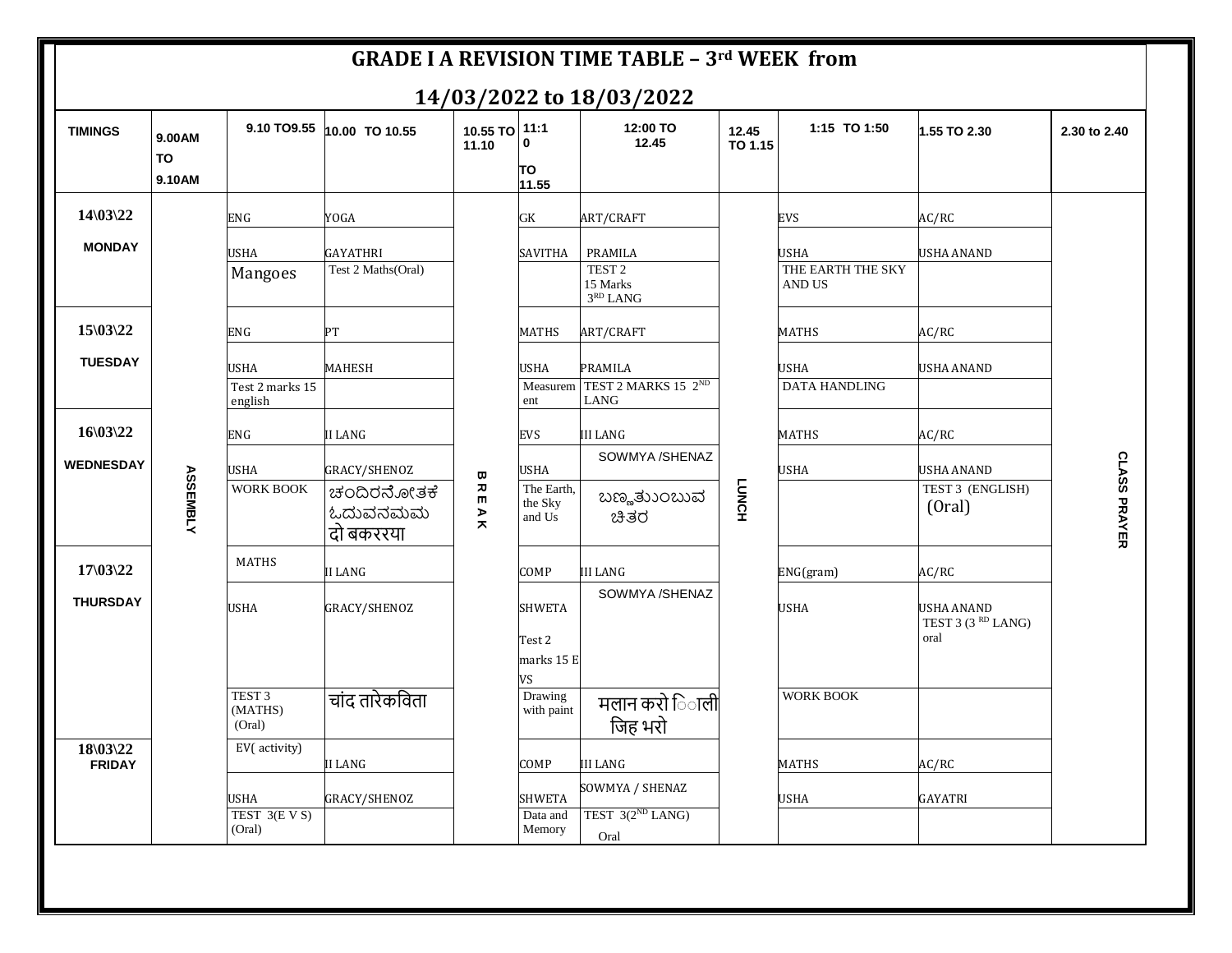# GRADE I A REVISION TIME TABLE – 3rd WEEK from 14/03/2022 to 18/03/2022

| TIMINGS | 9.00AM TO 9.10AM | 9.10 TO9.55 | 10.00 TO 10.55 | 10.55 TO 11.10 | 11:10 TO 11.55 | 12:00 TO 12.45 | 12.45 TO 1.15 | 1:15 TO 1:50 | 1.55 TO 2.30 | 2.30 to 2.40 |
|---|---|---|---|---|---|---|---|---|---|---|
| 14\03\22 MONDAY | ASSEMBLY | ENG | YOGA | BREAK | GK | ART/CRAFT | LUNCH | EVS | AC/RC | CLASS PRAYER |
| | | USHA | GAYATHRI | | SAVITHA | PRAMILA | | USHA | USHA ANAND | |
| | | Mangoes | Test 2 Maths(Oral) | | | TEST 2 15 Marks 3RD LANG | | THE EARTH THE SKY AND US | | |
| 15\03\22 TUESDAY | | ENG | PT | | MATHS | ART/CRAFT | | MATHS | AC/RC | |
| | | USHA | MAHESH | | USHA | PRAMILA | | USHA | USHA ANAND | |
| | | Test 2 marks 15 english | | | Measurement | TEST 2 MARKS 15 2ND LANG | | DATA HANDLING | | |
| 16\03\22 WEDNESDAY | | ENG | II LANG | | EVS | III LANG | | MATHS | AC/RC | |
| | | USHA | GRACY/SHENOZ | | USHA | SOWMYA /SHENAZ | | USHA | USHA ANAND | |
| | | WORK BOOK | ಚಂದಿರನೊತಕ ಓದುವನಮಮ दो बकररया | | The Earth, the Sky and Us | ಬಣ್ಣತುಂಬುವ ಚಿತರ | | | TEST 3 (ENGLISH) (Oral) | |
| 17\03\22 THURSDAY | | MATHS | II LANG | | COMP | III LANG | | ENG(gram) | AC/RC | |
| | | USHA | GRACY/SHENOZ | | SHWETA Test 2 marks 15 EVS | SOWMYA /SHENAZ | | USHA | USHA ANAND TEST 3 (3RD LANG) oral | |
| | | TEST 3 (MATHS) (Oral) | चांद तारेकविता | | Drawing with paint | मलान करो ालो जिह भरो | | WORK BOOK | | |
| 18\03\22 FRIDAY | | EV( activity) | II LANG | | COMP | III LANG | | MATHS | AC/RC | |
| | | USHA | GRACY/SHENOZ | | SHWETA | SOWMYA / SHENAZ | | USHA | GAYATRI | |
| | | TEST 3(E V S) (Oral) | | | Data and Memory | TEST 3(2ND LANG) Oral | | | | |